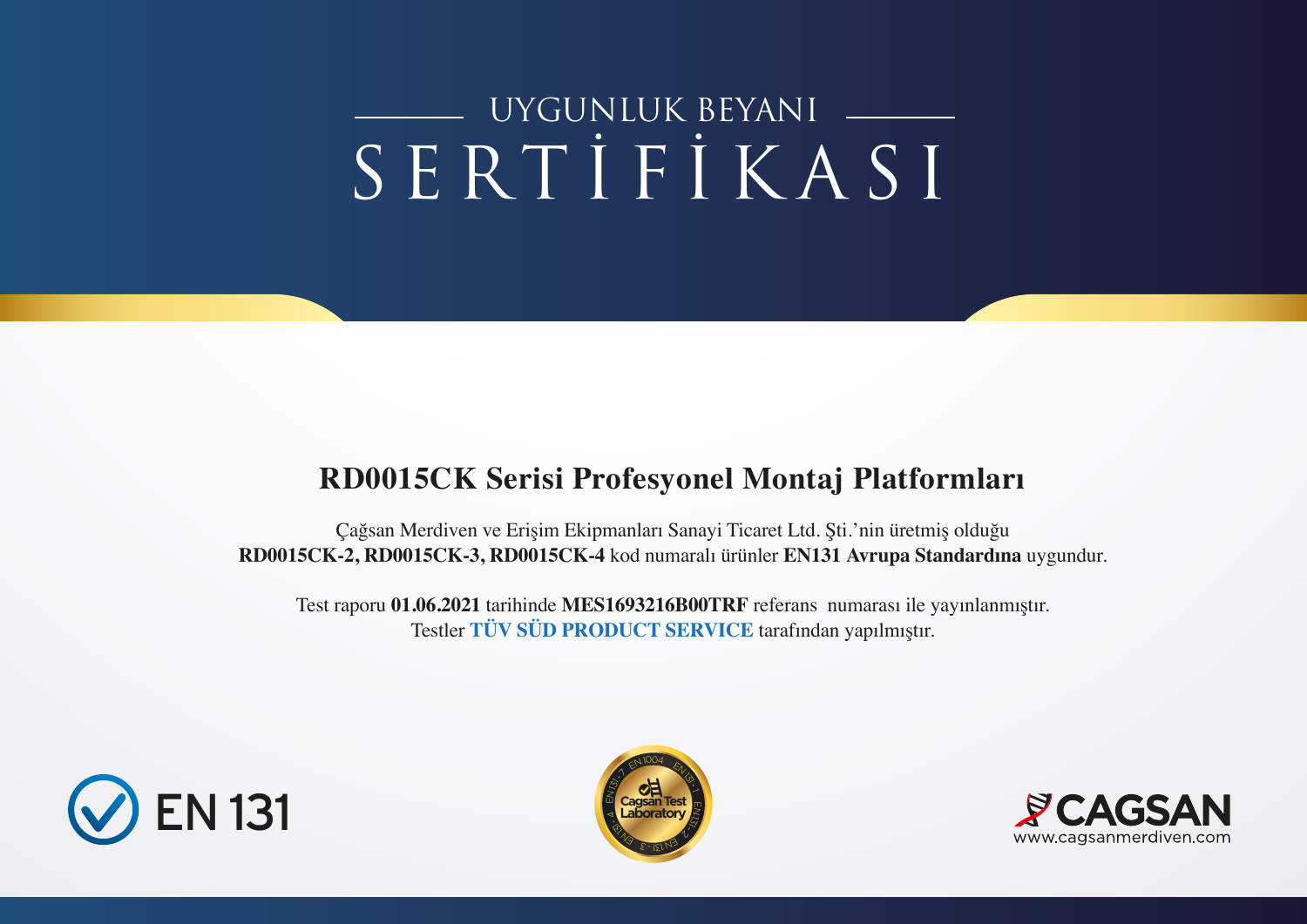# UYGUNLUK BEYANI SERTİFİKASI

## RD0015CK Serisi Profesyonel Montaj Platformları

Çağsan Merdiven ve Erişim Ekipmanları Sanayi Ticaret Ltd. Şti.'nin üretmiş olduğu **RD0015CK-2, RD0015CK-3, RD0015CK-4** kod numaralı ürünler **EN131 Avrupa Standardına** uygundur.

Test raporu **01.06.2021** tarihinde **MES1693216B00TRF** referans numarası ile yayınlanmıştır.
Testler **TÜV SÜD PRODUCT SERVICE** tarafından yapılmıştır.

EN 131

Cagsan Test Laboratory

CAGSAN
www.cagsanmerdiven.com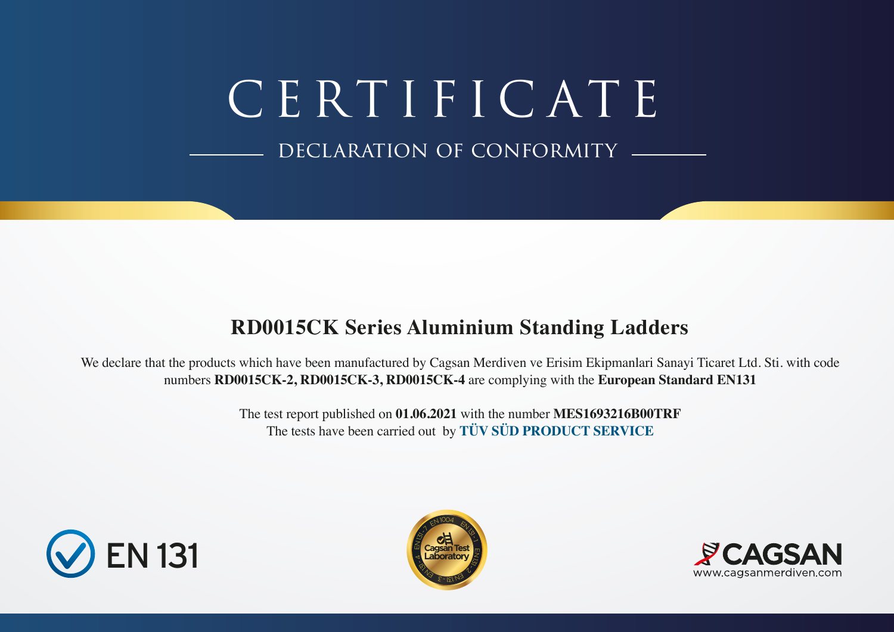# CERTIFICATE

## DECLARATION OF CONFORMITY

### RD0015CK Series Aluminium Standing Ladders

We declare that the products which have been manufactured by Cagsan Merdiven ve Erisim Ekipmanlari Sanayi Ticaret Ltd. Sti. with code numbers **RD0015CK-2, RD0015CK-3, RD0015CK-4** are complying with the **European Standard EN131**

The test report published on **01.06.2021** with the number **MES1693216B00TRF**
The tests have been carried out by **TÜV SÜD PRODUCT SERVICE**

EN 131

Cagsan Test Laboratory

CAGSAN
www.cagsanmerdiven.com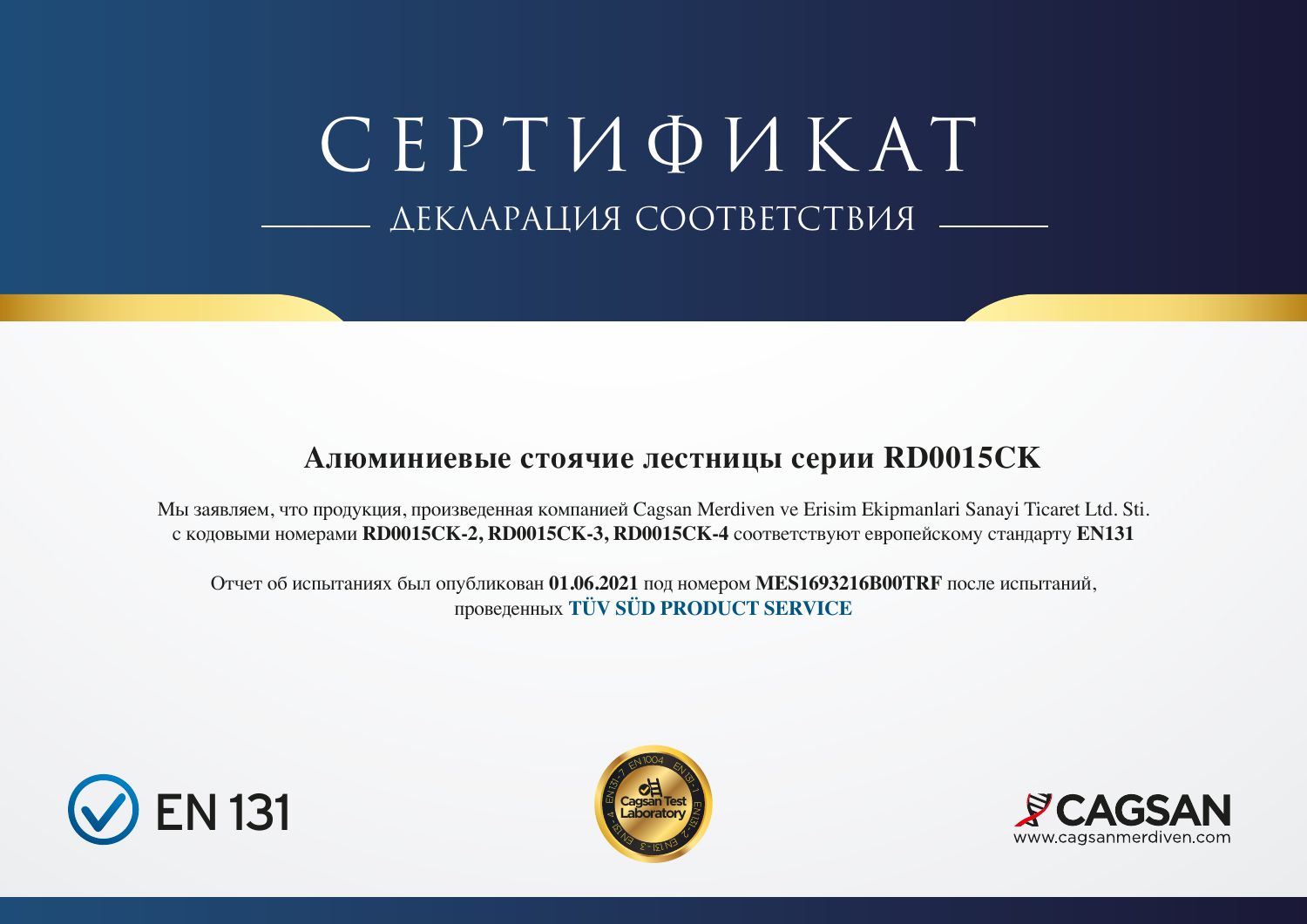# СЕРТИФИКАТ

## ДЕКЛАРАЦИЯ СООТВЕТСТВИЯ

### Алюминиевые стоячие лестницы серии RD0015CK

Мы заявляем, что продукция, произведенная компанией Cagsan Merdiven ve Erisim Ekipmanlari Sanayi Ticaret Ltd. Sti. с кодовыми номерами **RD0015CK-2, RD0015CK-3, RD0015CK-4** соответствуют европейскому стандарту **EN131**

Отчет об испытаниях был опубликован **01.06.2021** под номером **MES1693216B00TRF** после испытаний, проведенных **TÜV SÜD PRODUCT SERVICE**

EN 131

Cagsan Test Laboratory

CAGSAN
www.cagsanmerdiven.com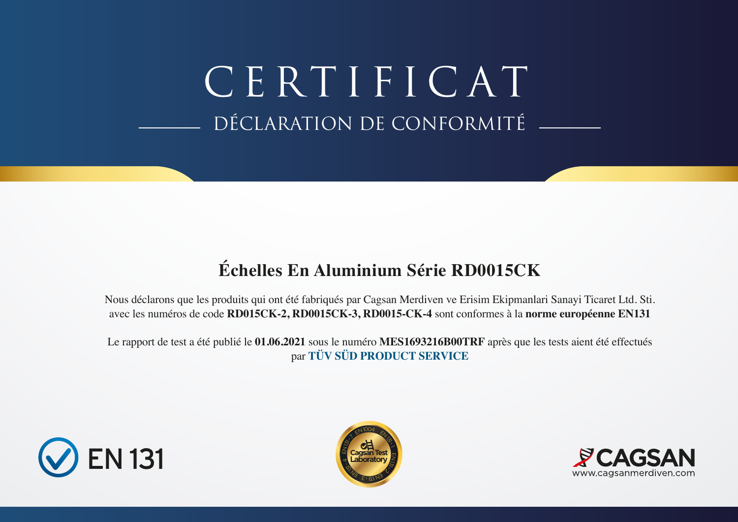# CERTIFICAT

## DÉCLARATION DE CONFORMITÉ

### Échelles En Aluminium Série RD0015CK

Nous déclarons que les produits qui ont été fabriqués par Cagsan Merdiven ve Erisim Ekipmanlari Sanayi Ticaret Ltd. Sti. avec les numéros de code **RD015CK-2, RD0015CK-3, RD0015-CK-4** sont conformes à la **norme européenne EN131**

Le rapport de test a été publié le **01.06.2021** sous le numéro **MES1693216B00TRF** après que les tests aient été effectués par **TÜV SÜD PRODUCT SERVICE**

EN 131

Cagsan Test Laboratory

CAGSAN
www.cagsanmerdiven.com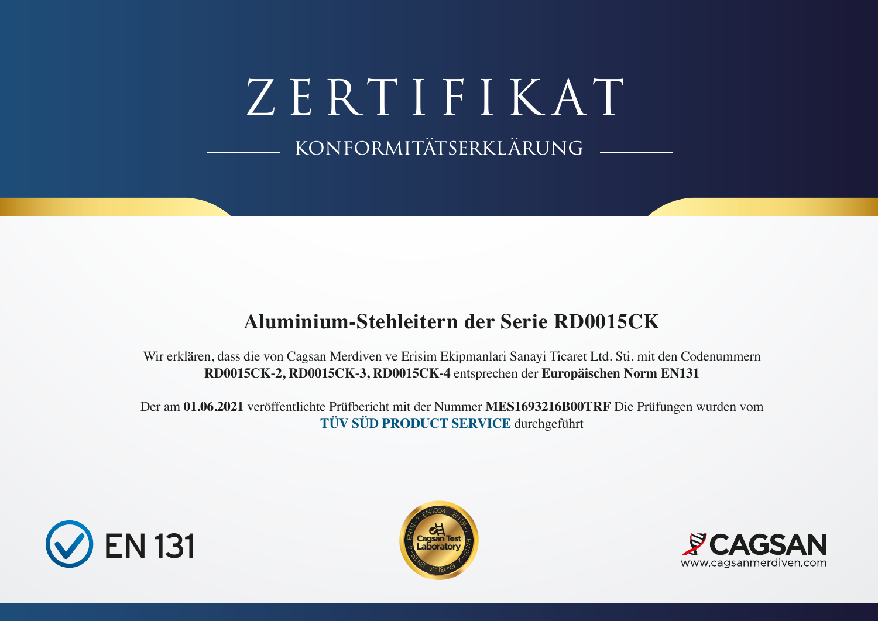# ZERTIFIKAT

## KONFORMITÄTSERKLÄRUNG

### Aluminium-Stehleitern der Serie RD0015CK

Wir erklären, dass die von Cagsan Merdiven ve Erisim Ekipmanlari Sanayi Ticaret Ltd. Sti. mit den Codenummern **RD0015CK-2, RD0015CK-3, RD0015CK-4** entsprechen der **Europäischen Norm EN131**

Der am **01.06.2021** veröffentlichte Prüfbericht mit der Nummer **MES1693216B00TRF** Die Prüfungen wurden vom **TÜV SÜD PRODUCT SERVICE** durchgeführt

EN 131

Cagsan Test Laboratory

CAGSAN
www.cagsanmerdiven.com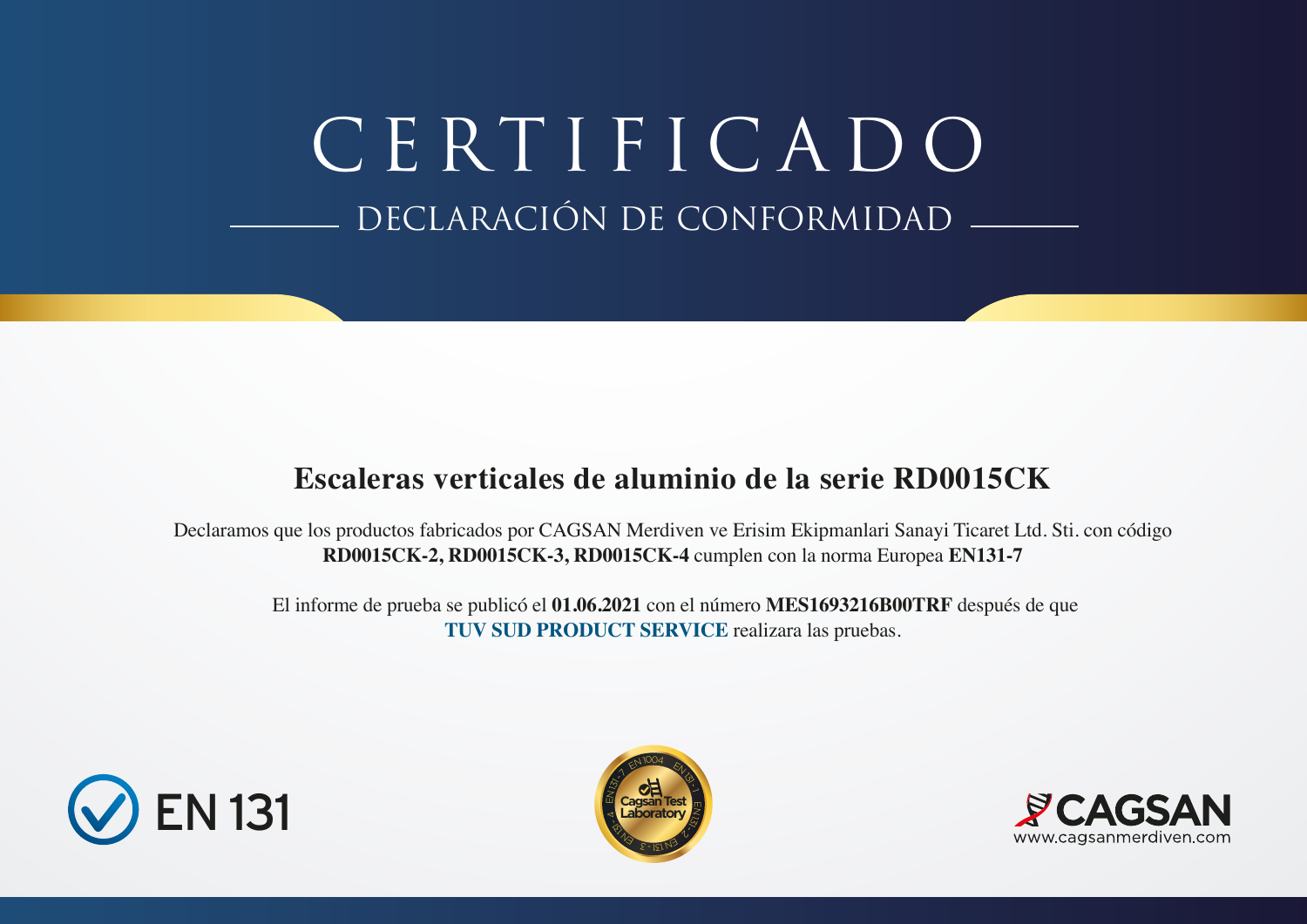# CERTIFICADO

## DECLARACIÓN DE CONFORMIDAD

### Escaleras verticales de aluminio de la serie RD0015CK

Declaramos que los productos fabricados por CAGSAN Merdiven ve Erisim Ekipmanlari Sanayi Ticaret Ltd. Sti. con código **RD0015CK-2, RD0015CK-3, RD0015CK-4** cumplen con la norma Europea **EN131-7**

El informe de prueba se publicó el **01.06.2021** con el número **MES1693216B00TRF** después de que **TUV SUD PRODUCT SERVICE** realizara las pruebas.

EN 131

Cagsan Test Laboratory

EN 1004 · EN 131-1 · EN 131-2 · EN 131-3 · EN 131-4 · EN 131-7

CAGSAN
www.cagsanmerdiven.com